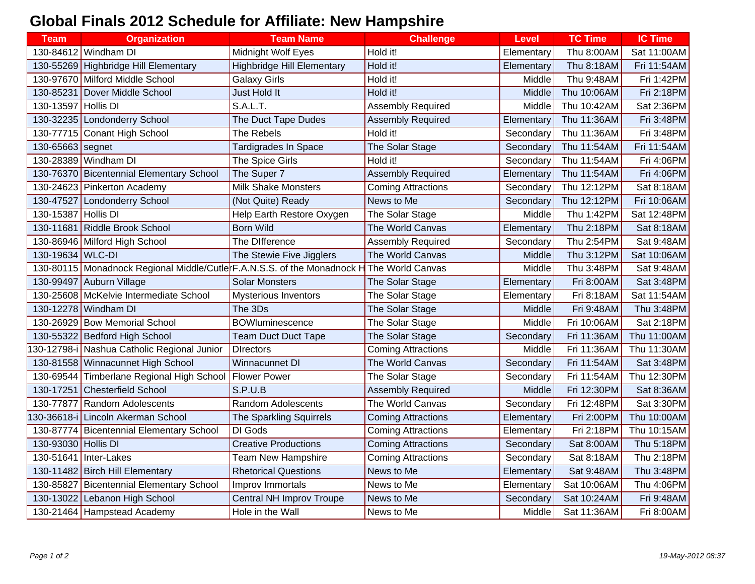# Global Finals 2012 Schedule for Affiliate: New Hampshire

| Team | Organization | Team Name | Challenge | Level | TC Time | IC Time |
|---|---|---|---|---|---|---|
| 130-84612 | Windham DI | Midnight Wolf Eyes | Hold it! | Elementary | Thu 8:00AM | Sat 11:00AM |
| 130-55269 | Highbridge Hill Elementary | Highbridge Hill Elementary | Hold it! | Elementary | Thu 8:18AM | Fri 11:54AM |
| 130-97670 | Milford Middle School | Galaxy Girls | Hold it! | Middle | Thu 9:48AM | Fri 1:42PM |
| 130-85231 | Dover Middle School | Just Hold It | Hold it! | Middle | Thu 10:06AM | Fri 2:18PM |
| 130-13597 | Hollis DI | S.A.L.T. | Assembly Required | Middle | Thu 10:42AM | Sat 2:36PM |
| 130-32235 | Londonderry School | The Duct Tape Dudes | Assembly Required | Elementary | Thu 11:36AM | Fri 3:48PM |
| 130-77715 | Conant High School | The Rebels | Hold it! | Secondary | Thu 11:36AM | Fri 3:48PM |
| 130-65663 | segnet | Tardigrades In Space | The Solar Stage | Secondary | Thu 11:54AM | Fri 11:54AM |
| 130-28389 | Windham DI | The Spice Girls | Hold it! | Secondary | Thu 11:54AM | Fri 4:06PM |
| 130-76370 | Bicentennial Elementary School | The Super 7 | Assembly Required | Elementary | Thu 11:54AM | Fri 4:06PM |
| 130-24623 | Pinkerton Academy | Milk Shake Monsters | Coming Attractions | Secondary | Thu 12:12PM | Sat 8:18AM |
| 130-47527 | Londonderry School | (Not Quite) Ready | News to Me | Secondary | Thu 12:12PM | Fri 10:06AM |
| 130-15387 | Hollis DI | Help Earth Restore Oxygen | The Solar Stage | Middle | Thu 1:42PM | Sat 12:48PM |
| 130-11681 | Riddle Brook School | Born Wild | The World Canvas | Elementary | Thu 2:18PM | Sat 8:18AM |
| 130-86946 | Milford High School | The DIfference | Assembly Required | Secondary | Thu 2:54PM | Sat 9:48AM |
| 130-19634 | WLC-DI | The Stewie Five Jigglers | The World Canvas | Middle | Thu 3:12PM | Sat 10:06AM |
| 130-80115 | Monadnock Regional Middle/Cutler | F.A.N.S.S. of the Monadnock H | The World Canvas | Middle | Thu 3:48PM | Sat 9:48AM |
| 130-99497 | Auburn Village | Solar Monsters | The Solar Stage | Elementary | Fri 8:00AM | Sat 3:48PM |
| 130-25608 | McKelvie Intermediate School | Mysterious Inventors | The Solar Stage | Elementary | Fri 8:18AM | Sat 11:54AM |
| 130-12278 | Windham DI | The 3Ds | The Solar Stage | Middle | Fri 9:48AM | Thu 3:48PM |
| 130-26929 | Bow Memorial School | BOWluminescence | The Solar Stage | Middle | Fri 10:06AM | Sat 2:18PM |
| 130-55322 | Bedford High School | Team Duct Duct Tape | The Solar Stage | Secondary | Fri 11:36AM | Thu 11:00AM |
| 130-12798-i | Nashua Catholic Regional Junior | DIrectors | Coming Attractions | Middle | Fri 11:36AM | Thu 11:30AM |
| 130-81558 | Winnacunnet High School | Winnacunnet DI | The World Canvas | Secondary | Fri 11:54AM | Sat 3:48PM |
| 130-69544 | Timberlane Regional High School | Flower Power | The Solar Stage | Secondary | Fri 11:54AM | Thu 12:30PM |
| 130-17251 | Chesterfield School | S.P.U.B | Assembly Required | Middle | Fri 12:30PM | Sat 8:36AM |
| 130-77877 | Random Adolescents | Random Adolescents | The World Canvas | Secondary | Fri 12:48PM | Sat 3:30PM |
| 130-36618-i | Lincoln Akerman School | The Sparkling Squirrels | Coming Attractions | Elementary | Fri 2:00PM | Thu 10:00AM |
| 130-87774 | Bicentennial Elementary School | DI Gods | Coming Attractions | Elementary | Fri 2:18PM | Thu 10:15AM |
| 130-93030 | Hollis DI | Creative Productions | Coming Attractions | Secondary | Sat 8:00AM | Thu 5:18PM |
| 130-51641 | Inter-Lakes | Team New Hampshire | Coming Attractions | Secondary | Sat 8:18AM | Thu 2:18PM |
| 130-11482 | Birch Hill Elementary | Rhetorical Questions | News to Me | Elementary | Sat 9:48AM | Thu 3:48PM |
| 130-85827 | Bicentennial Elementary School | Improv Immortals | News to Me | Elementary | Sat 10:06AM | Thu 4:06PM |
| 130-13022 | Lebanon High School | Central NH Improv Troupe | News to Me | Secondary | Sat 10:24AM | Fri 9:48AM |
| 130-21464 | Hampstead Academy | Hole in the Wall | News to Me | Middle | Sat 11:36AM | Fri 8:00AM |

*19-May-2012 08:37*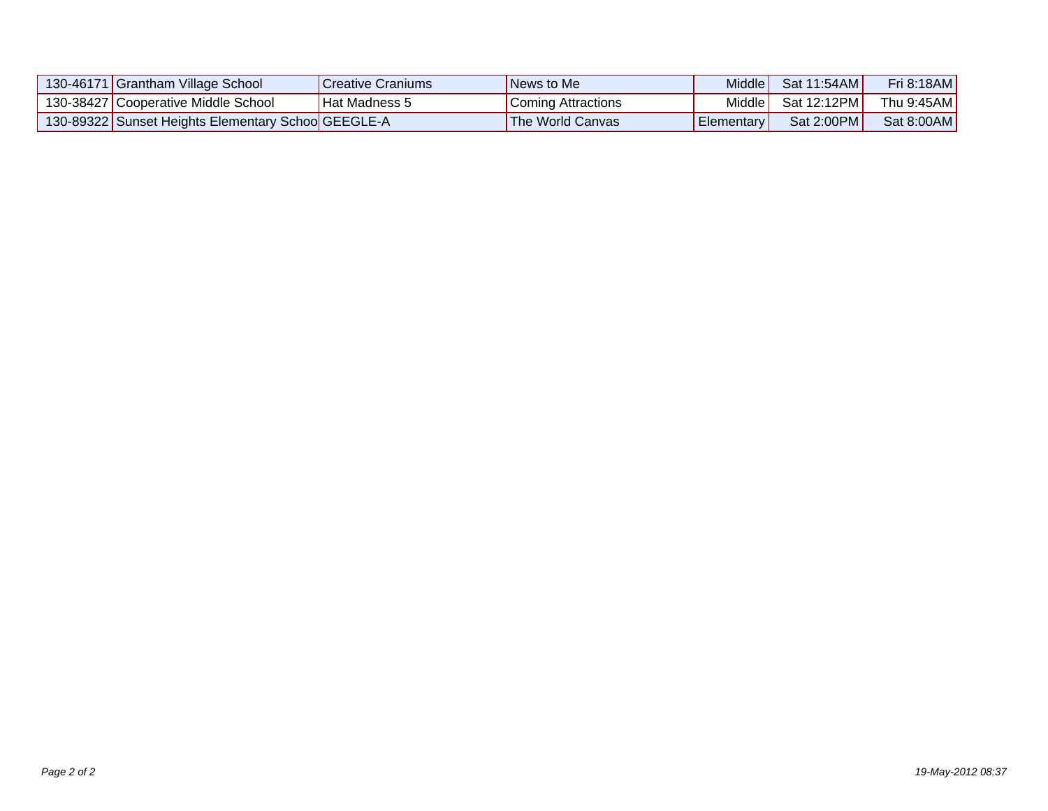| | | | | | | |
|---|---|---|---|---|---|---|
| 130-46171 | Grantham Village School | Creative Craniums | News to Me | Middle | Sat 11:54AM | Fri 8:18AM |
| 130-38427 | Cooperative Middle School | Hat Madness 5 | Coming Attractions | Middle | Sat 12:12PM | Thu 9:45AM |
| 130-89322 | Sunset Heights Elementary Schoo | GEEGLE-A | The World Canvas | Elementary | Sat 2:00PM | Sat 8:00AM |

19-May-2012 08:37